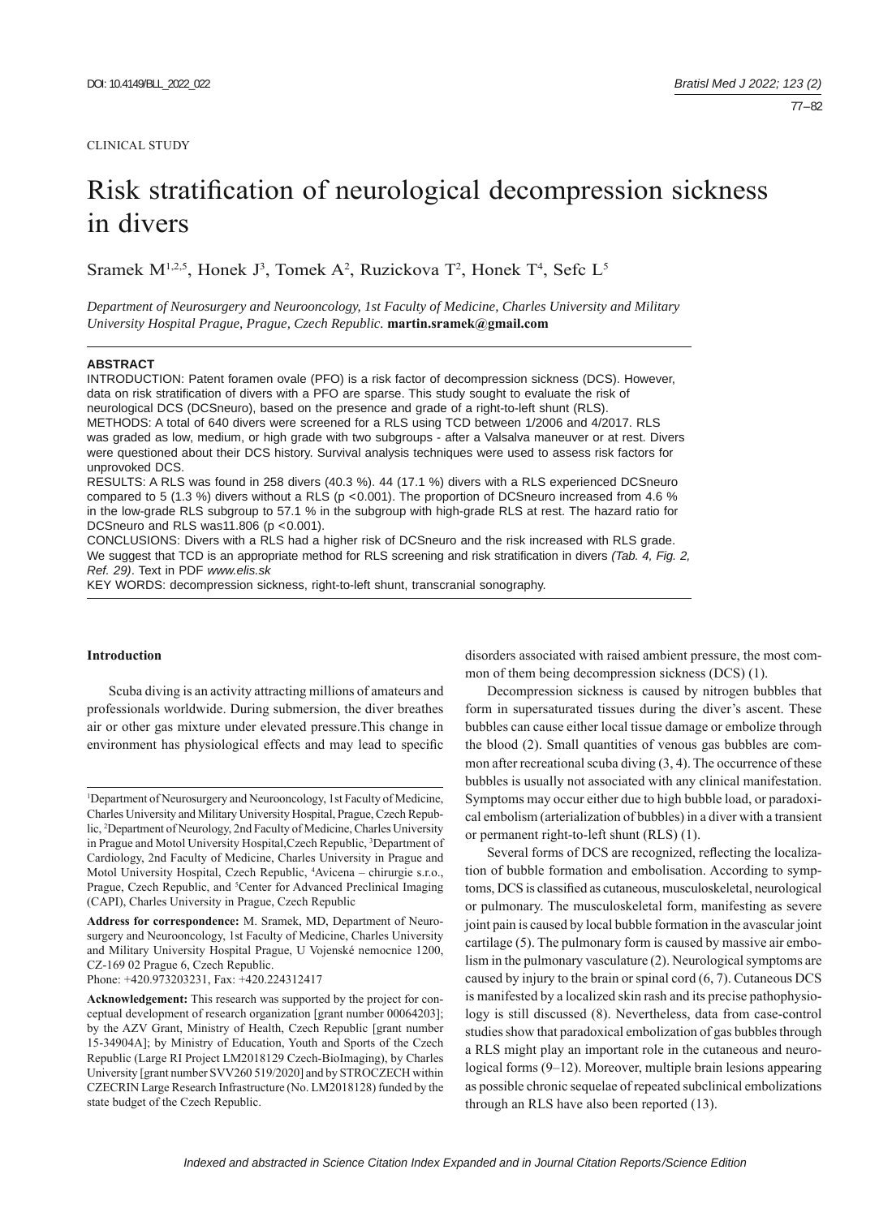CLINICAL STUDY

# Risk stratification of neurological decompression sickness in divers

Sramek M[1,2,5], Honek J[3], Tomek A[2], Ruzickova T[2], Honek T[4], Sefc L[5]

*Department of Neurosurgery and Neurooncology, 1st Faculty of Medicine, Charles University and Military University Hospital Prague, Prague, Czech Republic.* **martin.sramek@gmail.com**

**ABSTRACT**

INTRODUCTION: Patent foramen ovale (PFO) is a risk factor of decompression sickness (DCS). However, data on risk stratification of divers with a PFO are sparse. This study sought to evaluate the risk of neurological DCS (DCSneuro), based on the presence and grade of a right-to-left shunt (RLS).

METHODS: A total of 640 divers were screened for a RLS using TCD between 1/2006 and 4/2017. RLS was graded as low, medium, or high grade with two subgroups - after a Valsalva maneuver or at rest. Divers were questioned about their DCS history. Survival analysis techniques were used to assess risk factors for unprovoked DCS.

RESULTS: A RLS was found in 258 divers (40.3 %). 44 (17.1 %) divers with a RLS experienced DCSneuro compared to 5 (1.3 %) divers without a RLS ($p < 0.001$). The proportion of DCSneuro increased from 4.6 % in the low-grade RLS subgroup to 57.1 % in the subgroup with high-grade RLS at rest. The hazard ratio for DCSneuro and RLS was11.806 ($p < 0.001$).

CONCLUSIONS: Divers with a RLS had a higher risk of DCSneuro and the risk increased with RLS grade. We suggest that TCD is an appropriate method for RLS screening and risk stratification in divers *(Tab. 4, Fig. 2, Ref. 29)*. Text in PDF *www.elis.sk*

KEY WORDS: decompression sickness, right-to-left shunt, transcranial sonography.

## Introduction

Scuba diving is an activity attracting millions of amateurs and professionals worldwide. During submersion, the diver breathes air or other gas mixture under elevated pressure.This change in environment has physiological effects and may lead to specific disorders associated with raised ambient pressure, the most common of them being decompression sickness (DCS) (1).

Decompression sickness is caused by nitrogen bubbles that form in supersaturated tissues during the diver's ascent. These bubbles can cause either local tissue damage or embolize through the blood (2). Small quantities of venous gas bubbles are common after recreational scuba diving (3, 4). The occurrence of these bubbles is usually not associated with any clinical manifestation. Symptoms may occur either due to high bubble load, or paradoxical embolism (arterialization of bubbles) in a diver with a transient or permanent right-to-left shunt (RLS) (1).

Several forms of DCS are recognized, reflecting the localization of bubble formation and embolisation. According to symptoms, DCS is classified as cutaneous, musculoskeletal, neurological or pulmonary. The musculoskeletal form, manifesting as severe joint pain is caused by local bubble formation in the avascular joint cartilage (5). The pulmonary form is caused by massive air embolism in the pulmonary vasculature (2). Neurological symptoms are caused by injury to the brain or spinal cord (6, 7). Cutaneous DCS is manifested by a localized skin rash and its precise pathophysiology is still discussed (8). Nevertheless, data from case-control studies show that paradoxical embolization of gas bubbles through a RLS might play an important role in the cutaneous and neurological forms (9–12). Moreover, multiple brain lesions appearing as possible chronic sequelae of repeated subclinical embolizations through an RLS have also been reported (13).

---

[1]Department of Neurosurgery and Neurooncology, 1st Faculty of Medicine, Charles University and Military University Hospital, Prague, Czech Republic, [2]Department of Neurology, 2nd Faculty of Medicine, Charles University in Prague and Motol University Hospital,Czech Republic, [3]Department of Cardiology, 2nd Faculty of Medicine, Charles University in Prague and Motol University Hospital, Czech Republic, [4]Avicena – chirurgie s.r.o., Prague, Czech Republic, and [5]Center for Advanced Preclinical Imaging (CAPI), Charles University in Prague, Czech Republic

**Address for correspondence:** M. Sramek, MD, Department of Neurosurgery and Neurooncology, 1st Faculty of Medicine, Charles University and Military University Hospital Prague, U Vojenské nemocnice 1200, CZ-169 02 Prague 6, Czech Republic.

Phone: +420.973203231, Fax: +420.224312417

**Acknowledgement:** This research was supported by the project for conceptual development of research organization [grant number 00064203]; by the AZV Grant, Ministry of Health, Czech Republic [grant number 15-34904A]; by Ministry of Education, Youth and Sports of the Czech Republic (Large RI Project LM2018129 Czech-BioImaging), by Charles University [grant number SVV260 519/2020] and by STROCZECH within CZECRIN Large Research Infrastructure (No. LM2018128) funded by the state budget of the Czech Republic.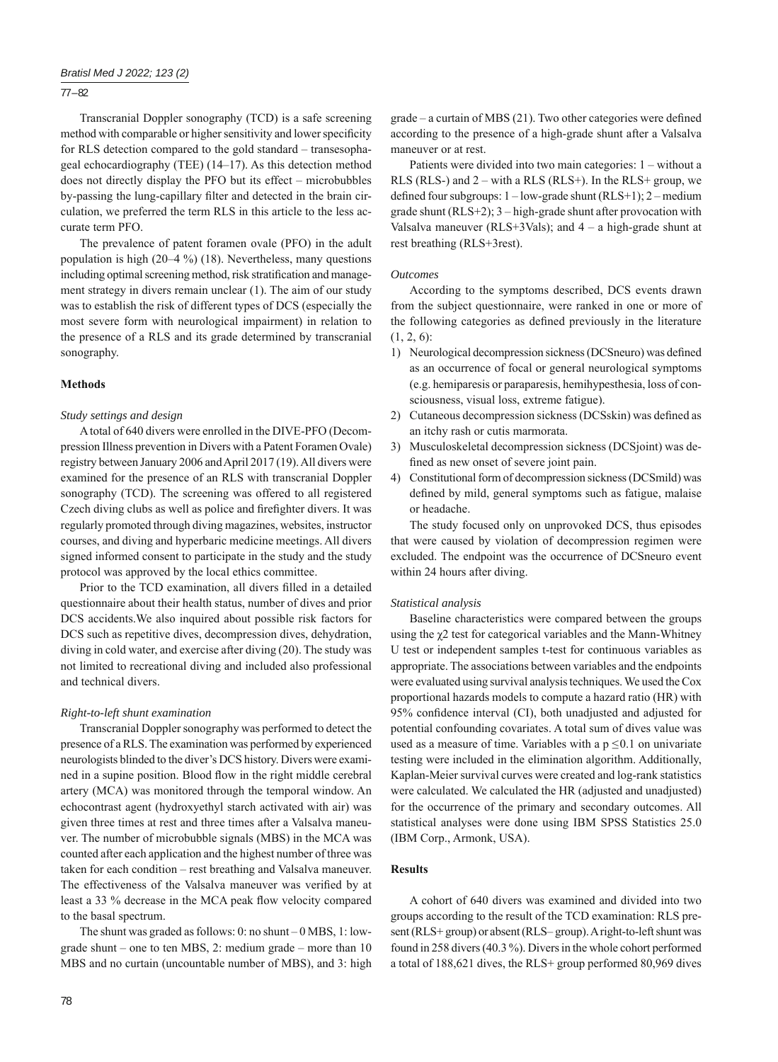Transcranial Doppler sonography (TCD) is a safe screening method with comparable or higher sensitivity and lower specificity for RLS detection compared to the gold standard – transesophageal echocardiography (TEE) (14–17). As this detection method does not directly display the PFO but its effect – microbubbles by-passing the lung-capillary filter and detected in the brain circulation, we preferred the term RLS in this article to the less accurate term PFO.

The prevalence of patent foramen ovale (PFO) in the adult population is high (20–4 %) (18). Nevertheless, many questions including optimal screening method, risk stratification and management strategy in divers remain unclear (1). The aim of our study was to establish the risk of different types of DCS (especially the most severe form with neurological impairment) in relation to the presence of a RLS and its grade determined by transcranial sonography.

## Methods

### *Study settings and design*

A total of 640 divers were enrolled in the DIVE-PFO (Decompression Illness prevention in Divers with a Patent Foramen Ovale) registry between January 2006 and April 2017 (19). All divers were examined for the presence of an RLS with transcranial Doppler sonography (TCD). The screening was offered to all registered Czech diving clubs as well as police and firefighter divers. It was regularly promoted through diving magazines, websites, instructor courses, and diving and hyperbaric medicine meetings. All divers signed informed consent to participate in the study and the study protocol was approved by the local ethics committee.

Prior to the TCD examination, all divers filled in a detailed questionnaire about their health status, number of dives and prior DCS accidents.We also inquired about possible risk factors for DCS such as repetitive dives, decompression dives, dehydration, diving in cold water, and exercise after diving (20). The study was not limited to recreational diving and included also professional and technical divers.

### *Right-to-left shunt examination*

Transcranial Doppler sonography was performed to detect the presence of a RLS. The examination was performed by experienced neurologists blinded to the diver's DCS history. Divers were examined in a supine position. Blood flow in the right middle cerebral artery (MCA) was monitored through the temporal window. An echocontrast agent (hydroxyethyl starch activated with air) was given three times at rest and three times after a Valsalva maneuver. The number of microbubble signals (MBS) in the MCA was counted after each application and the highest number of three was taken for each condition – rest breathing and Valsalva maneuver. The effectiveness of the Valsalva maneuver was verified by at least a 33 % decrease in the MCA peak flow velocity compared to the basal spectrum.

The shunt was graded as follows: 0: no shunt – 0 MBS, 1: low-grade shunt – one to ten MBS, 2: medium grade – more than 10 MBS and no curtain (uncountable number of MBS), and 3: high grade – a curtain of MBS (21). Two other categories were defined according to the presence of a high-grade shunt after a Valsalva maneuver or at rest.

Patients were divided into two main categories: 1 – without a RLS (RLS-) and 2 – with a RLS (RLS+). In the RLS+ group, we defined four subgroups: 1 – low-grade shunt (RLS+1); 2 – medium grade shunt (RLS+2); 3 – high-grade shunt after provocation with Valsalva maneuver (RLS+3Vals); and 4 – a high-grade shunt at rest breathing (RLS+3rest).

### *Outcomes*

According to the symptoms described, DCS events drawn from the subject questionnaire, were ranked in one or more of the following categories as defined previously in the literature (1, 2, 6):

1) Neurological decompression sickness (DCSneuro) was defined as an occurrence of focal or general neurological symptoms (e.g. hemiparesis or paraparesis, hemihypesthesia, loss of consciousness, visual loss, extreme fatigue).
2) Cutaneous decompression sickness (DCSskin) was defined as an itchy rash or cutis marmorata.
3) Musculoskeletal decompression sickness (DCSjoint) was defined as new onset of severe joint pain.
4) Constitutional form of decompression sickness (DCSmild) was defined by mild, general symptoms such as fatigue, malaise or headache.

The study focused only on unprovoked DCS, thus episodes that were caused by violation of decompression regimen were excluded. The endpoint was the occurrence of DCSneuro event within 24 hours after diving.

### *Statistical analysis*

Baseline characteristics were compared between the groups using the $\chi^2$ test for categorical variables and the Mann-Whitney U test or independent samples t-test for continuous variables as appropriate. The associations between variables and the endpoints were evaluated using survival analysis techniques. We used the Cox proportional hazards models to compute a hazard ratio (HR) with 95% confidence interval (CI), both unadjusted and adjusted for potential confounding covariates. A total sum of dives value was used as a measure of time. Variables with a $p \leq 0.1$ on univariate testing were included in the elimination algorithm. Additionally, Kaplan-Meier survival curves were created and log-rank statistics were calculated. We calculated the HR (adjusted and unadjusted) for the occurrence of the primary and secondary outcomes. All statistical analyses were done using IBM SPSS Statistics 25.0 (IBM Corp., Armonk, USA).

## Results

A cohort of 640 divers was examined and divided into two groups according to the result of the TCD examination: RLS present (RLS+ group) or absent (RLS– group). A right-to-left shunt was found in 258 divers (40.3 %). Divers in the whole cohort performed a total of 188,621 dives, the RLS+ group performed 80,969 dives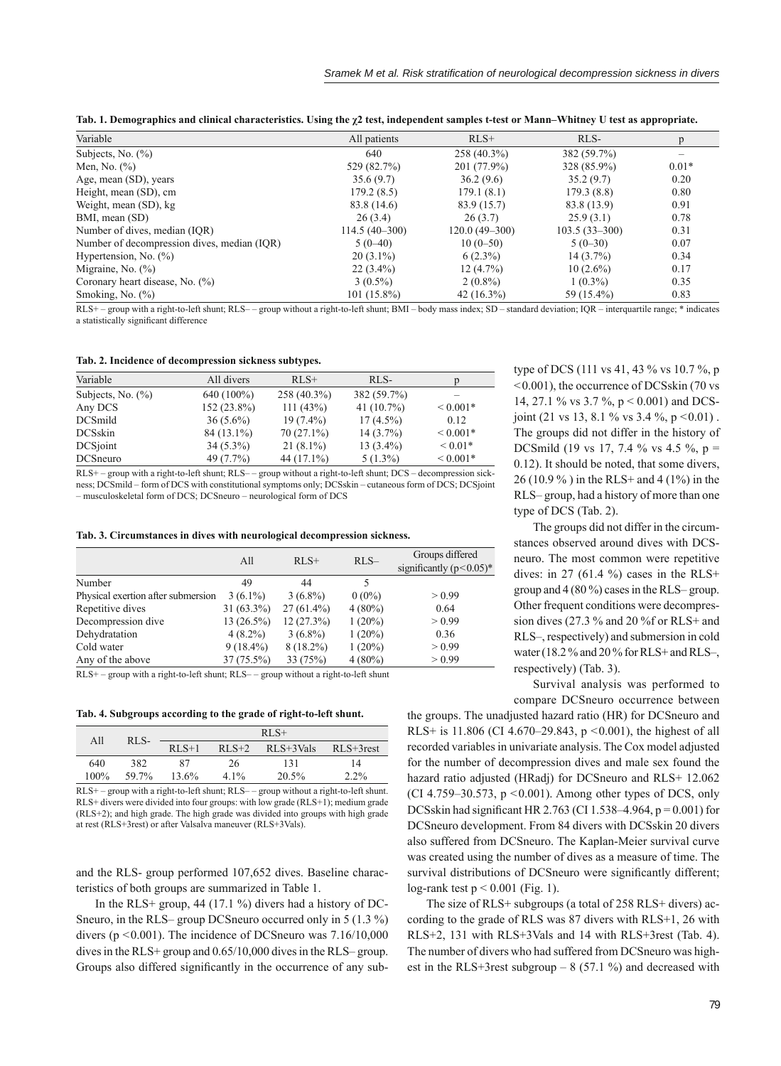**Tab. 1. Demographics and clinical characteristics. Using the $\chi 2$ test, independent samples t-test or Mann–Whitney U test as appropriate.**

| Variable | All patients | RLS+ | RLS- | p |
|---|---|---|---|---|
| Subjects, No. (%) | 640 | 258 (40.3%) | 382 (59.7%) | – |
| Men, No. (%) | 529 (82.7%) | 201 (77.9%) | 328 (85.9%) | 0.01* |
| Age, mean (SD), years | 35.6 (9.7) | 36.2 (9.6) | 35.2 (9.7) | 0.20 |
| Height, mean (SD), cm | 179.2 (8.5) | 179.1 (8.1) | 179.3 (8.8) | 0.80 |
| Weight, mean (SD), kg | 83.8 (14.6) | 83.9 (15.7) | 83.8 (13.9) | 0.91 |
| BMI, mean (SD) | 26 (3.4) | 26 (3.7) | 25.9 (3.1) | 0.78 |
| Number of dives, median (IQR) | 114.5 (40–300) | 120.0 (49–300) | 103.5 (33–300) | 0.31 |
| Number of decompression dives, median (IQR) | 5 (0–40) | 10 (0–50) | 5 (0–30) | 0.07 |
| Hypertension, No. (%) | 20 (3.1%) | 6 (2.3%) | 14 (3.7%) | 0.34 |
| Migraine, No. (%) | 22 (3.4%) | 12 (4.7%) | 10 (2.6%) | 0.17 |
| Coronary heart disease, No. (%) | 3 (0.5%) | 2 (0.8%) | 1 (0.3%) | 0.35 |
| Smoking, No. (%) | 101 (15.8%) | 42 (16.3%) | 59 (15.4%) | 0.83 |

RLS+ – group with a right-to-left shunt; RLS– – group without a right-to-left shunt; BMI – body mass index; SD – standard deviation; IQR – interquartile range; * indicates a statistically significant difference

**Tab. 2. Incidence of decompression sickness subtypes.**

| Variable | All divers | RLS+ | RLS- | p |
|---|---|---|---|---|
| Subjects, No. (%) | 640 (100%) | 258 (40.3%) | 382 (59.7%) | – |
| Any DCS | 152 (23.8%) | 111 (43%) | 41 (10.7%) | < 0.001* |
| DCSmild | 36 (5.6%) | 19 (7.4%) | 17 (4.5%) | 0.12 |
| DCSskin | 84 (13.1%) | 70 (27.1%) | 14 (3.7%) | < 0.001* |
| DCSjoint | 34 (5.3%) | 21 (8.1%) | 13 (3.4%) | < 0.01* |
| DCSneuro | 49 (7.7%) | 44 (17.1%) | 5 (1.3%) | < 0.001* |

RLS+ – group with a right-to-left shunt; RLS– – group without a right-to-left shunt; DCS – decompression sickness; DCSmild – form of DCS with constitutional symptoms only; DCSskin – cutaneous form of DCS; DCSjoint – musculoskeletal form of DCS; DCSneuro – neurological form of DCS

**Tab. 3. Circumstances in dives with neurological decompression sickness.**

| | All | RLS+ | RLS– | Groups differed significantly ($p<0.05$)* |
|---|---|---|---|---|
| Number | 49 | 44 | 5 | |
| Physical exertion after submersion | 3 (6.1%) | 3 (6.8%) | 0 (0%) | > 0.99 |
| Repetitive dives | 31 (63.3%) | 27 (61.4%) | 4 (80%) | 0.64 |
| Decompression dive | 13 (26.5%) | 12 (27.3%) | 1 (20%) | > 0.99 |
| Dehydratation | 4 (8.2%) | 3 (6.8%) | 1 (20%) | 0.36 |
| Cold water | 9 (18.4%) | 8 (18.2%) | 1 (20%) | > 0.99 |
| Any of the above | 37 (75.5%) | 33 (75%) | 4 (80%) | > 0.99 |

RLS+ – group with a right-to-left shunt; RLS– – group without a right-to-left shunt

**Tab. 4. Subgroups according to the grade of right-to-left shunt.**

| All | RLS- | RLS+ | | | |
|---|---|---|---|---|---|
| | | RLS+1 | RLS+2 | RLS+3Vals | RLS+3rest |
| 640 | 382 | 87 | 26 | 131 | 14 |
| 100% | 59.7% | 13.6% | 4.1% | 20.5% | 2.2% |

RLS+ – group with a right-to-left shunt; RLS– – group without a right-to-left shunt. RLS+ divers were divided into four groups: with low grade (RLS+1); medium grade (RLS+2); and high grade. The high grade was divided into groups with high grade at rest (RLS+3rest) or after Valsalva maneuver (RLS+3Vals).

and the RLS- group performed 107,652 dives. Baseline characteristics of both groups are summarized in Table 1.

In the RLS+ group, 44 (17.1 %) divers had a history of DCSneuro, in the RLS– group DCSneuro occurred only in 5 (1.3 %) divers ($p < 0.001$). The incidence of DCSneuro was 7.16/10,000 dives in the RLS+ group and 0.65/10,000 dives in the RLS– group. Groups also differed significantly in the occurrence of any subtype of DCS (111 vs 41, 43 % vs 10.7 %, $p < 0.001$), the occurrence of DCSskin (70 vs 14, 27.1 % vs 3.7 %, $p < 0.001$) and DCSjoint (21 vs 13, 8.1 % vs 3.4 %, $p < 0.01$). The groups did not differ in the history of DCSmild (19 vs 17, 7.4 % vs 4.5 %, $p = 0.12$). It should be noted, that some divers, 26 (10.9 %) in the RLS+ and 4 (1%) in the RLS– group, had a history of more than one type of DCS (Tab. 2).

The groups did not differ in the circumstances observed around dives with DCSneuro. The most common were repetitive dives: in 27 (61.4 %) cases in the RLS+ group and 4 (80 %) cases in the RLS– group. Other frequent conditions were decompression dives (27.3 % and 20 %f or RLS+ and RLS–, respectively) and submersion in cold water (18.2 % and 20 % for RLS+ and RLS–, respectively) (Tab. 3).

Survival analysis was performed to compare DCSneuro occurrence between the groups. The unadjusted hazard ratio (HR) for DCSneuro and RLS+ is 11.806 (CI 4.670–29.843, $p < 0.001$), the highest of all recorded variables in univariate analysis. The Cox model adjusted for the number of decompression dives and male sex found the hazard ratio adjusted (HRadj) for DCSneuro and RLS+ 12.062 (CI 4.759–30.573, $p < 0.001$). Among other types of DCS, only DCSskin had significant HR 2.763 (CI 1.538–4.964, $p = 0.001$) for DCSneuro development. From 84 divers with DCSskin 20 divers also suffered from DCSneuro. The Kaplan-Meier survival curve was created using the number of dives as a measure of time. The survival distributions of DCSneuro were significantly different; log-rank test $p < 0.001$ (Fig. 1).

The size of RLS+ subgroups (a total of 258 RLS+ divers) according to the grade of RLS was 87 divers with RLS+1, 26 with RLS+2, 131 with RLS+3Vals and 14 with RLS+3rest (Tab. 4). The number of divers who had suffered from DCSneuro was highest in the RLS+3rest subgroup – 8 (57.1 %) and decreased with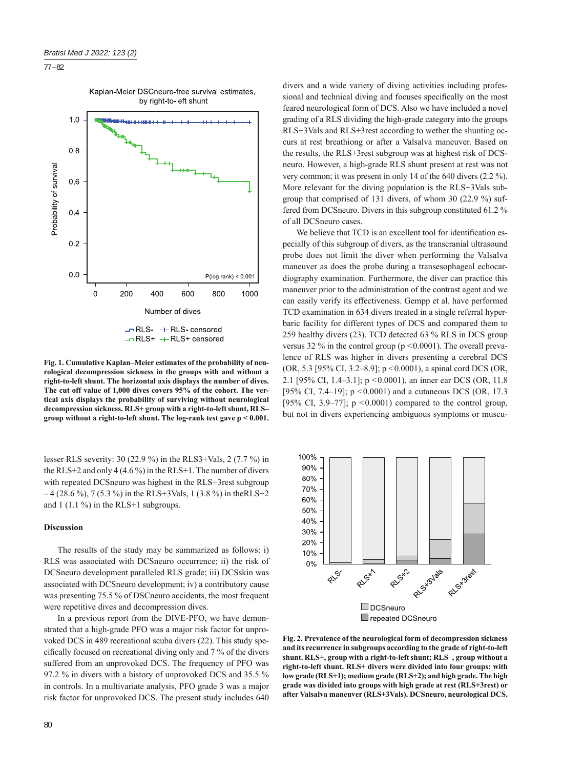Fig. 1. Cumulative Kaplan–Meier estimates of the probability of neurological decompression sickness in the groups with and without a right-to-left shunt. The horizontal axis displays the number of dives. The cut off value of 1,000 dives covers 95% of the cohort. The vertical axis displays the probability of surviving without neurological decompression sickness. RLS+ group with a right-to-left shunt, RLS– group without a right-to-left shunt. The log-rank test gave p < 0.001.

lesser RLS severity: 30 (22.9 %) in the RLS3+Vals, 2 (7.7 %) in the RLS+2 and only 4 (4.6 %) in RLS+1. The number of divers with repeated DCSneuro was highest in the RLS+3rest subgroup – 4 (28.6 %), 7 (5.3 %) in the RLS+3Vals, 1 (3.8 %) in theRLS+2 and 1 (1.1 %) in the RLS+1 subgroups.

## Discussion

The results of the study may be summarized as follows: i) RLS was associated with DCSneuro occurrence; ii) the risk of DCSneuro development paralleled RLS grade; iii) DCSskin was associated with DCSneuro development; iv) a contributory cause was presenting 75.5 % of DSCneuro accidents, the most frequent were repetitive dives and decompression dives.

In a previous report from the DIVE-PFO, we have demonstrated that a high-grade PFO was a major risk factor for unprovoked DCS in 489 recreational scuba divers (22). This study specifically focused on recreational diving only and 7 % of the divers suffered from an unprovoked DCS. The frequency of PFO was 97.2 % in divers with a history of unprovoked DCS and 35.5 % in controls. In a multivariate analysis, PFO grade 3 was a major risk factor for unprovoked DCS. The present study includes 640 divers and a wide variety of diving activities including professional and technical diving and focuses specifically on the most feared neurological form of DCS. Also we have included a novel grading of a RLS dividing the high-grade category into the groups RLS+3Vals and RLS+3rest according to wether the shunting occurs at rest breathiong or after a Valsalva maneuver. Based on the results, the RLS+3rest subgroup was at highest risk of DCSneuro. However, a high-grade RLS shunt present at rest was not very common; it was present in only 14 of the 640 divers (2.2 %). More relevant for the diving population is the RLS+3Vals subgroup that comprised of 131 divers, of whom 30 (22.9 %) suffered from DCSneuro. Divers in this subgroup constituted 61.2 % of all DCSneuro cases.

We believe that TCD is an excellent tool for identification especially of this subgroup of divers, as the transcranial ultrasound probe does not limit the diver when performing the Valsalva maneuver as does the probe during a transesophageal echocardiography examination. Furthermore, the diver can practice this maneuver prior to the administration of the contrast agent and we can easily verify its effectiveness. Gempp et al. have performed TCD examination in 634 divers treated in a single referral hyperbaric facility for different types of DCS and compared them to 259 healthy divers (23). TCD detected 63 % RLS in DCS group versus 32 % in the control group ($p < 0.0001$). The overall prevalence of RLS was higher in divers presenting a cerebral DCS (OR, 5.3 [95% CI, 3.2–8.9]; $p < 0.0001$), a spinal cord DCS (OR, 2.1 [95% CI, 1.4–3.1]; $p < 0.0001$), an inner ear DCS (OR, 11.8 [95% CI, 7.4–19]; $p < 0.0001$) and a cutaneous DCS (OR, 17.3 [95% CI, 3.9–77]; $p < 0.0001$) compared to the control group, but not in divers experiencing ambiguous symptoms or muscu-

Fig. 2. Prevalence of the neurological form of decompression sickness and its recurrence in subgroups according to the grade of right-to-left shunt. RLS+, group with a right-to-left shunt; RLS–, group without a right-to-left shunt. RLS+ divers were divided into four groups: with low grade (RLS+1); medium grade (RLS+2); and high grade. The high grade was divided into groups with high grade at rest (RLS+3rest) or after Valsalva maneuver (RLS+3Vals). DCSneuro, neurological DCS.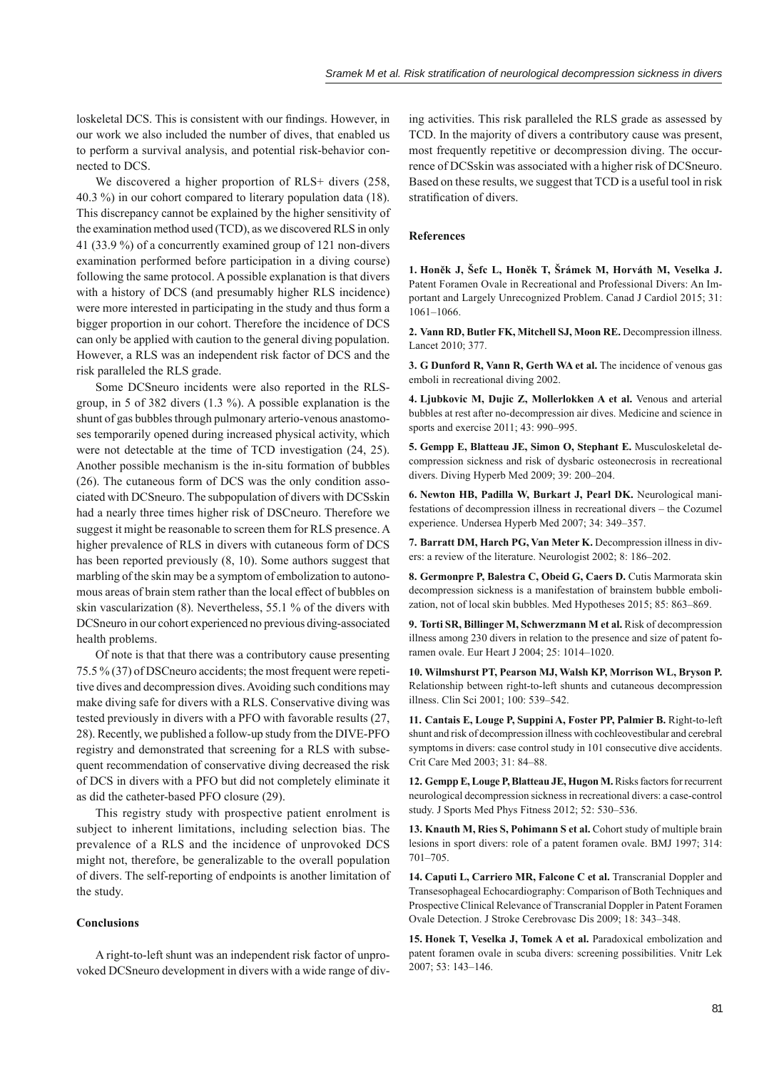loskeletal DCS. This is consistent with our findings. However, in our work we also included the number of dives, that enabled us to perform a survival analysis, and potential risk-behavior connected to DCS.

We discovered a higher proportion of RLS+ divers (258, 40.3 %) in our cohort compared to literary population data (18). This discrepancy cannot be explained by the higher sensitivity of the examination method used (TCD), as we discovered RLS in only 41 (33.9 %) of a concurrently examined group of 121 non-divers examination performed before participation in a diving course) following the same protocol. A possible explanation is that divers with a history of DCS (and presumably higher RLS incidence) were more interested in participating in the study and thus form a bigger proportion in our cohort. Therefore the incidence of DCS can only be applied with caution to the general diving population. However, a RLS was an independent risk factor of DCS and the risk paralleled the RLS grade.

Some DCSneuro incidents were also reported in the RLS-group, in 5 of 382 divers (1.3 %). A possible explanation is the shunt of gas bubbles through pulmonary arterio-venous anastomoses temporarily opened during increased physical activity, which were not detectable at the time of TCD investigation (24, 25). Another possible mechanism is the in-situ formation of bubbles (26). The cutaneous form of DCS was the only condition associated with DCSneuro. The subpopulation of divers with DCSskin had a nearly three times higher risk of DSCneuro. Therefore we suggest it might be reasonable to screen them for RLS presence. A higher prevalence of RLS in divers with cutaneous form of DCS has been reported previously (8, 10). Some authors suggest that marbling of the skin may be a symptom of embolization to autonomous areas of brain stem rather than the local effect of bubbles on skin vascularization (8). Nevertheless, 55.1 % of the divers with DCSneuro in our cohort experienced no previous diving-associated health problems.

Of note is that that there was a contributory cause presenting 75.5 % (37) of DSCneuro accidents; the most frequent were repetitive dives and decompression dives. Avoiding such conditions may make diving safe for divers with a RLS. Conservative diving was tested previously in divers with a PFO with favorable results (27, 28). Recently, we published a follow-up study from the DIVE-PFO registry and demonstrated that screening for a RLS with subsequent recommendation of conservative diving decreased the risk of DCS in divers with a PFO but did not completely eliminate it as did the catheter-based PFO closure (29).

This registry study with prospective patient enrolment is subject to inherent limitations, including selection bias. The prevalence of a RLS and the incidence of unprovoked DCS might not, therefore, be generalizable to the overall population of divers. The self-reporting of endpoints is another limitation of the study.

## Conclusions

A right-to-left shunt was an independent risk factor of unprovoked DCSneuro development in divers with a wide range of diving activities. This risk paralleled the RLS grade as assessed by TCD. In the majority of divers a contributory cause was present, most frequently repetitive or decompression diving. The occurrence of DCSskin was associated with a higher risk of DCSneuro. Based on these results, we suggest that TCD is a useful tool in risk stratification of divers.

## References

**1. Honěk J, Šefc L, Honěk T, Šrámek M, Horváth M, Veselka J.** Patent Foramen Ovale in Recreational and Professional Divers: An Important and Largely Unrecognized Problem. Canad J Cardiol 2015; 31: 1061–1066.

**2. Vann RD, Butler FK, Mitchell SJ, Moon RE.** Decompression illness. Lancet 2010; 377.

**3. G Dunford R, Vann R, Gerth WA et al.** The incidence of venous gas emboli in recreational diving 2002.

**4. Ljubkovic M, Dujic Z, Mollerlokken A et al.** Venous and arterial bubbles at rest after no-decompression air dives. Medicine and science in sports and exercise 2011; 43: 990–995.

**5. Gempp E, Blatteau JE, Simon O, Stephant E.** Musculoskeletal decompression sickness and risk of dysbaric osteonecrosis in recreational divers. Diving Hyperb Med 2009; 39: 200–204.

**6. Newton HB, Padilla W, Burkart J, Pearl DK.** Neurological manifestations of decompression illness in recreational divers – the Cozumel experience. Undersea Hyperb Med 2007; 34: 349–357.

**7. Barratt DM, Harch PG, Van Meter K.** Decompression illness in divers: a review of the literature. Neurologist 2002; 8: 186–202.

**8. Germonpre P, Balestra C, Obeid G, Caers D.** Cutis Marmorata skin decompression sickness is a manifestation of brainstem bubble embolization, not of local skin bubbles. Med Hypotheses 2015; 85: 863–869.

**9. Torti SR, Billinger M, Schwerzmann M et al.** Risk of decompression illness among 230 divers in relation to the presence and size of patent foramen ovale. Eur Heart J 2004; 25: 1014–1020.

**10. Wilmshurst PT, Pearson MJ, Walsh KP, Morrison WL, Bryson P.** Relationship between right-to-left shunts and cutaneous decompression illness. Clin Sci 2001; 100: 539–542.

**11. Cantais E, Louge P, Suppini A, Foster PP, Palmier B.** Right-to-left shunt and risk of decompression illness with cochleovestibular and cerebral symptoms in divers: case control study in 101 consecutive dive accidents. Crit Care Med 2003; 31: 84–88.

**12. Gempp E, Louge P, Blatteau JE, Hugon M.** Risks factors for recurrent neurological decompression sickness in recreational divers: a case-control study. J Sports Med Phys Fitness 2012; 52: 530–536.

**13. Knauth M, Ries S, Pohimann S et al.** Cohort study of multiple brain lesions in sport divers: role of a patent foramen ovale. BMJ 1997; 314: 701–705.

**14. Caputi L, Carriero MR, Falcone C et al.** Transcranial Doppler and Transesophageal Echocardiography: Comparison of Both Techniques and Prospective Clinical Relevance of Transcranial Doppler in Patent Foramen Ovale Detection. J Stroke Cerebrovasc Dis 2009; 18: 343–348.

**15. Honek T, Veselka J, Tomek A et al.** Paradoxical embolization and patent foramen ovale in scuba divers: screening possibilities. Vnitr Lek 2007; 53: 143–146.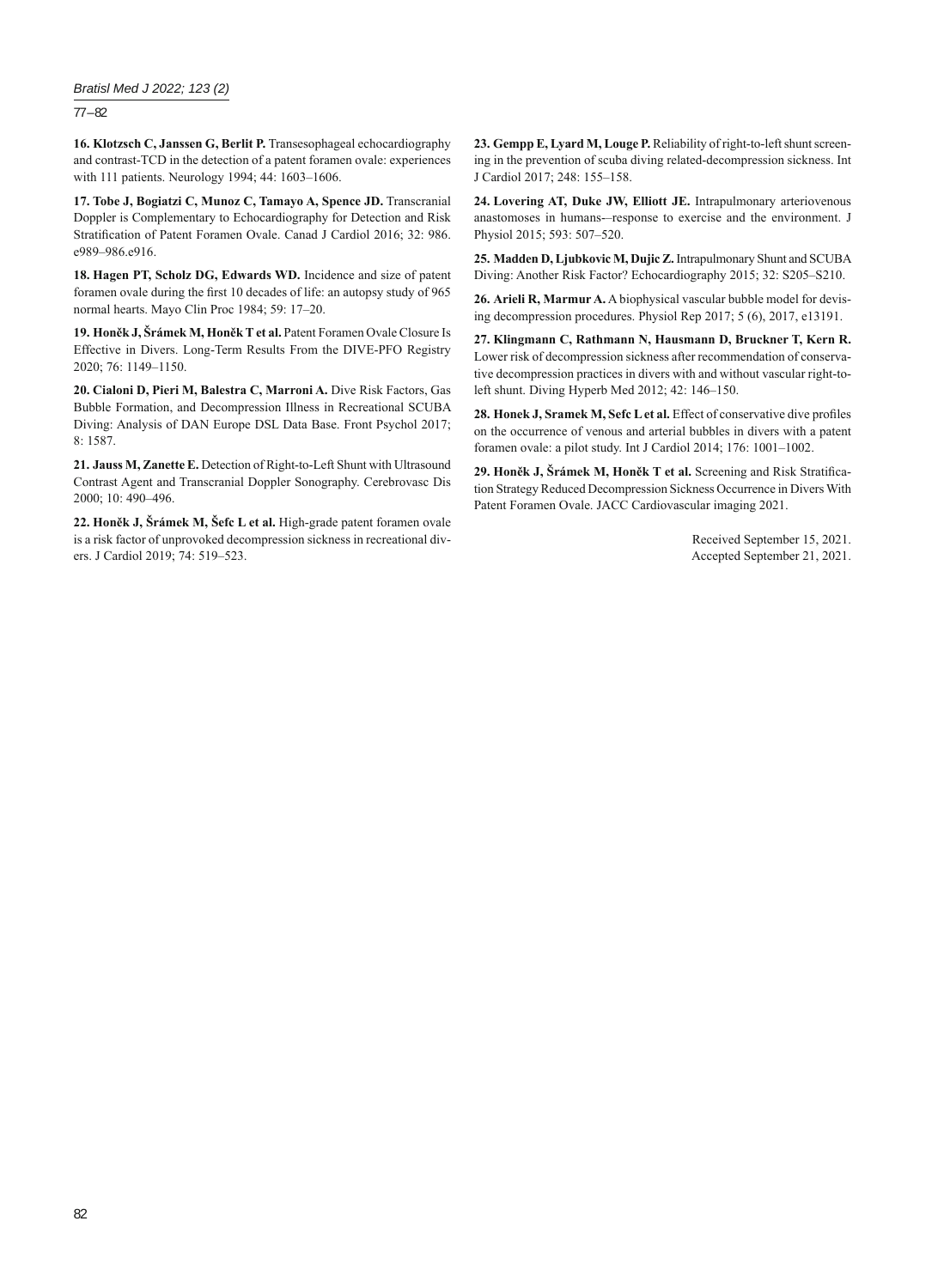**16. Klotzsch C, Janssen G, Berlit P.** Transesophageal echocardiography and contrast-TCD in the detection of a patent foramen ovale: experiences with 111 patients. Neurology 1994; 44: 1603–1606.

**17. Tobe J, Bogiatzi C, Munoz C, Tamayo A, Spence JD.** Transcranial Doppler is Complementary to Echocardiography for Detection and Risk Stratification of Patent Foramen Ovale. Canad J Cardiol 2016; 32: 986. e989–986.e916.

**18. Hagen PT, Scholz DG, Edwards WD.** Incidence and size of patent foramen ovale during the first 10 decades of life: an autopsy study of 965 normal hearts. Mayo Clin Proc 1984; 59: 17–20.

**19. Honěk J, Šrámek M, Honěk T et al.** Patent Foramen Ovale Closure Is Effective in Divers. Long-Term Results From the DIVE-PFO Registry 2020; 76: 1149–1150.

**20. Cialoni D, Pieri M, Balestra C, Marroni A.** Dive Risk Factors, Gas Bubble Formation, and Decompression Illness in Recreational SCUBA Diving: Analysis of DAN Europe DSL Data Base. Front Psychol 2017; 8: 1587.

**21. Jauss M, Zanette E.** Detection of Right-to-Left Shunt with Ultrasound Contrast Agent and Transcranial Doppler Sonography. Cerebrovasc Dis 2000; 10: 490–496.

**22. Honěk J, Šrámek M, Šefc L et al.** High-grade patent foramen ovale is a risk factor of unprovoked decompression sickness in recreational divers. J Cardiol 2019; 74: 519–523.

**23. Gempp E, Lyard M, Louge P.** Reliability of right-to-left shunt screening in the prevention of scuba diving related-decompression sickness. Int J Cardiol 2017; 248: 155–158.

**24. Lovering AT, Duke JW, Elliott JE.** Intrapulmonary arteriovenous anastomoses in humans-–response to exercise and the environment. J Physiol 2015; 593: 507–520.

**25. Madden D, Ljubkovic M, Dujic Z.** Intrapulmonary Shunt and SCUBA Diving: Another Risk Factor? Echocardiography 2015; 32: S205–S210.

**26. Arieli R, Marmur A.** A biophysical vascular bubble model for devising decompression procedures. Physiol Rep 2017; 5 (6), 2017, e13191.

**27. Klingmann C, Rathmann N, Hausmann D, Bruckner T, Kern R.** Lower risk of decompression sickness after recommendation of conservative decompression practices in divers with and without vascular right-to-left shunt. Diving Hyperb Med 2012; 42: 146–150.

**28. Honek J, Sramek M, Sefc L et al.** Effect of conservative dive profiles on the occurrence of venous and arterial bubbles in divers with a patent foramen ovale: a pilot study. Int J Cardiol 2014; 176: 1001–1002.

**29. Honěk J, Šrámek M, Honěk T et al.** Screening and Risk Stratification Strategy Reduced Decompression Sickness Occurrence in Divers With Patent Foramen Ovale. JACC Cardiovascular imaging 2021.

Received September 15, 2021.
Accepted September 21, 2021.